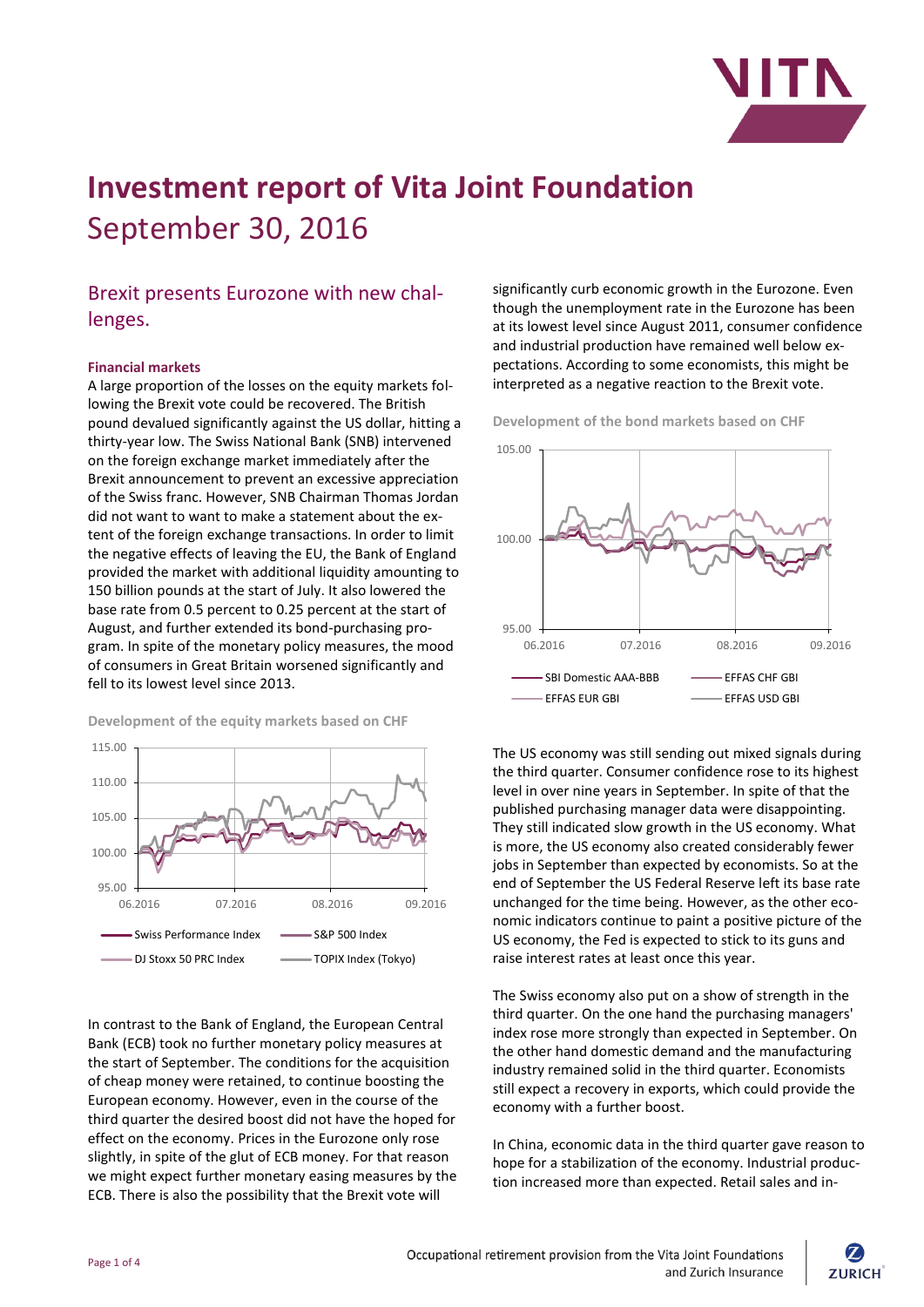# Investment report of Vita Joint Foundation

September 30, 2016

## Brexit presents Eurozone with new challenges.

### Financial markets

A large proportion of the losses on the equity markets following the Brexit vote could be recovered. The British pound devalued significantly against the US dollar, hitting a thirty-year low. The Swiss National Bank (SNB) intervened on the foreign exchange market immediately after the Brexit announcement to prevent an excessive appreciation of the Swiss franc. However, SNB Chairman Thomas Jordan did not want to want to make a statement about the extent of the foreign exchange transactions. In order to limit the negative effects of leaving the EU, the Bank of England provided the market with additional liquidity amounting to 150 billion pounds at the start of July. It also lowered the base rate from 0.5 percent to 0.25 percent at the start of August, and further extended its bond-purchasing program. In spite of the monetary policy measures, the mood of consumers in Great Britain worsened significantly and fell to its lowest level since 2013.

**Development of the equity markets based on CHF**

In contrast to the Bank of England, the European Central Bank (ECB) took no further monetary policy measures at the start of September. The conditions for the acquisition of cheap money were retained, to continue boosting the European economy. However, even in the course of the third quarter the desired boost did not have the hoped for effect on the economy. Prices in the Eurozone only rose slightly, in spite of the glut of ECB money. For that reason we might expect further monetary easing measures by the ECB. There is also the possibility that the Brexit vote will significantly curb economic growth in the Eurozone. Even though the unemployment rate in the Eurozone has been at its lowest level since August 2011, consumer confidence and industrial production have remained well below expectations. According to some economists, this might be interpreted as a negative reaction to the Brexit vote.

**Development of the bond markets based on CHF**

The US economy was still sending out mixed signals during the third quarter. Consumer confidence rose to its highest level in over nine years in September. In spite of that the published purchasing manager data were disappointing. They still indicated slow growth in the US economy. What is more, the US economy also created considerably fewer jobs in September than expected by economists. So at the end of September the US Federal Reserve left its base rate unchanged for the time being. However, as the other economic indicators continue to paint a positive picture of the US economy, the Fed is expected to stick to its guns and raise interest rates at least once this year.

The Swiss economy also put on a show of strength in the third quarter. On the one hand the purchasing managers' index rose more strongly than expected in September. On the other hand domestic demand and the manufacturing industry remained solid in the third quarter. Economists still expect a recovery in exports, which could provide the economy with a further boost.

In China, economic data in the third quarter gave reason to hope for a stabilization of the economy. Industrial production increased more than expected. Retail sales and in-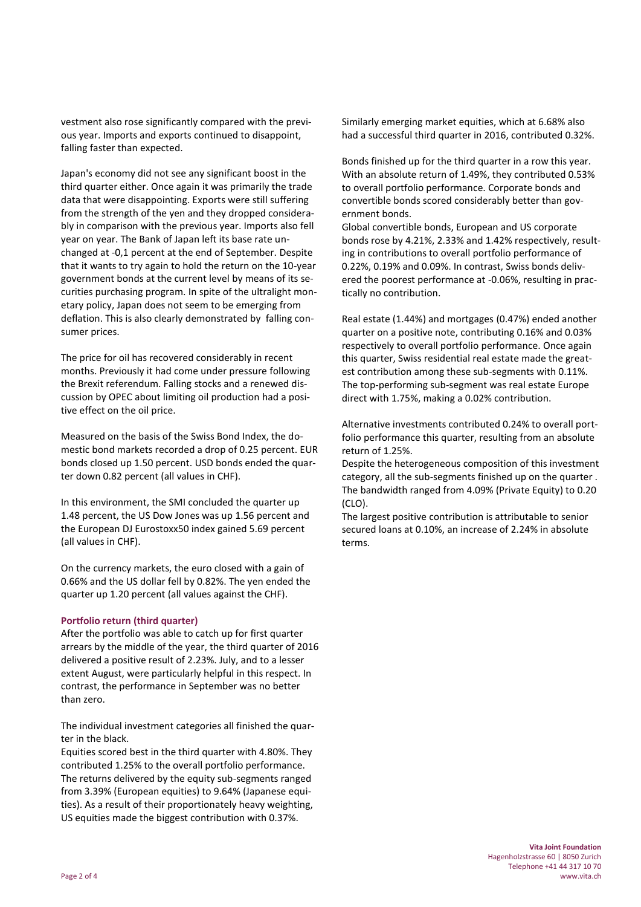vestment also rose significantly compared with the previous year. Imports and exports continued to disappoint, falling faster than expected.

Japan's economy did not see any significant boost in the third quarter either. Once again it was primarily the trade data that were disappointing. Exports were still suffering from the strength of the yen and they dropped considerably in comparison with the previous year. Imports also fell year on year. The Bank of Japan left its base rate unchanged at -0,1 percent at the end of September. Despite that it wants to try again to hold the return on the 10-year government bonds at the current level by means of its securities purchasing program. In spite of the ultralight monetary policy, Japan does not seem to be emerging from deflation. This is also clearly demonstrated by falling consumer prices.

The price for oil has recovered considerably in recent months. Previously it had come under pressure following the Brexit referendum. Falling stocks and a renewed discussion by OPEC about limiting oil production had a positive effect on the oil price.

Measured on the basis of the Swiss Bond Index, the domestic bond markets recorded a drop of 0.25 percent. EUR bonds closed up 1.50 percent. USD bonds ended the quarter down 0.82 percent (all values in CHF).

In this environment, the SMI concluded the quarter up 1.48 percent, the US Dow Jones was up 1.56 percent and the European DJ Eurostoxx50 index gained 5.69 percent (all values in CHF).

On the currency markets, the euro closed with a gain of 0.66% and the US dollar fell by 0.82%. The yen ended the quarter up 1.20 percent (all values against the CHF).

**Portfolio return (third quarter)**

After the portfolio was able to catch up for first quarter arrears by the middle of the year, the third quarter of 2016 delivered a positive result of 2.23%. July, and to a lesser extent August, were particularly helpful in this respect. In contrast, the performance in September was no better than zero.

The individual investment categories all finished the quarter in the black.

Equities scored best in the third quarter with 4.80%. They contributed 1.25% to the overall portfolio performance. The returns delivered by the equity sub-segments ranged from 3.39% (European equities) to 9.64% (Japanese equities). As a result of their proportionately heavy weighting, US equities made the biggest contribution with 0.37%.

Similarly emerging market equities, which at 6.68% also had a successful third quarter in 2016, contributed 0.32%.

Bonds finished up for the third quarter in a row this year. With an absolute return of 1.49%, they contributed 0.53% to overall portfolio performance. Corporate bonds and convertible bonds scored considerably better than government bonds.

Global convertible bonds, European and US corporate bonds rose by 4.21%, 2.33% and 1.42% respectively, resulting in contributions to overall portfolio performance of 0.22%, 0.19% and 0.09%. In contrast, Swiss bonds delivered the poorest performance at -0.06%, resulting in practically no contribution.

Real estate (1.44%) and mortgages (0.47%) ended another quarter on a positive note, contributing 0.16% and 0.03% respectively to overall portfolio performance. Once again this quarter, Swiss residential real estate made the greatest contribution among these sub-segments with 0.11%. The top-performing sub-segment was real estate Europe direct with 1.75%, making a 0.02% contribution.

Alternative investments contributed 0.24% to overall portfolio performance this quarter, resulting from an absolute return of 1.25%.

Despite the heterogeneous composition of this investment category, all the sub-segments finished up on the quarter . The bandwidth ranged from 4.09% (Private Equity) to 0.20 (CLO).

The largest positive contribution is attributable to senior secured loans at 0.10%, an increase of 2.24% in absolute terms.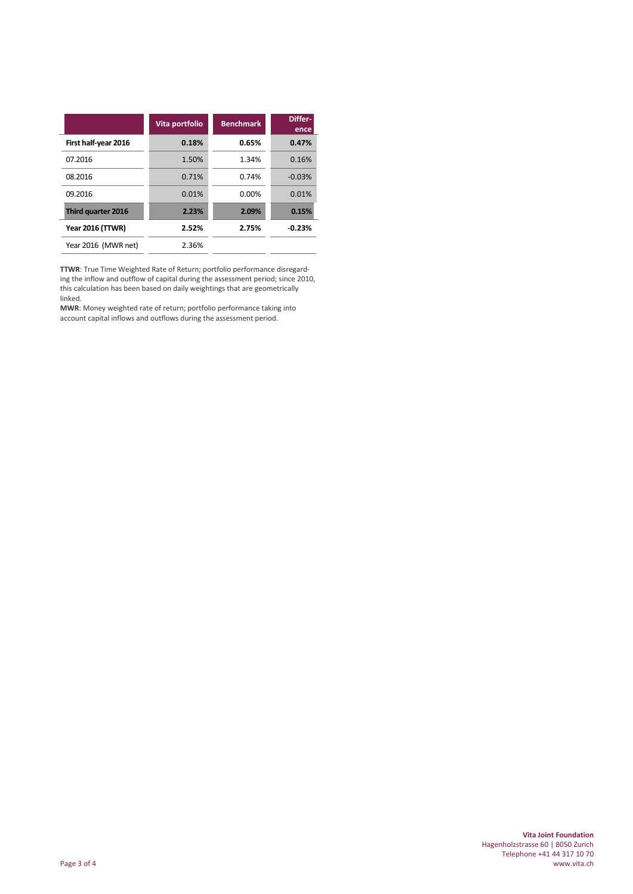| | Vita portfolio | Benchmark | Difference |
|---|---|---|---|
| **First half-year 2016** | **0.18%** | **0.65%** | **0.47%** |
| 07.2016 | 1.50% | 1.34% | 0.16% |
| 08.2016 | 0.71% | 0.74% | -0.03% |
| 09.2016 | 0.01% | 0.00% | 0.01% |
| **Third quarter 2016** | **2.23%** | **2.09%** | **0.15%** |
| **Year 2016 (TTWR)** | **2.52%** | **2.75%** | **-0.23%** |
| Year 2016 (MWR net) | 2.36% | | |

**TTWR**: True Time Weighted Rate of Return; portfolio performance disregarding the inflow and outflow of capital during the assessment period; since 2010, this calculation has been based on daily weightings that are geometrically linked.

**MWR**: Money weighted rate of return; portfolio performance taking into account capital inflows and outflows during the assessment period.

**Vita Joint Foundation**
Hagenholzstrasse 60 | 8050 Zurich
Telephone +41 44 317 10 70
www.vita.ch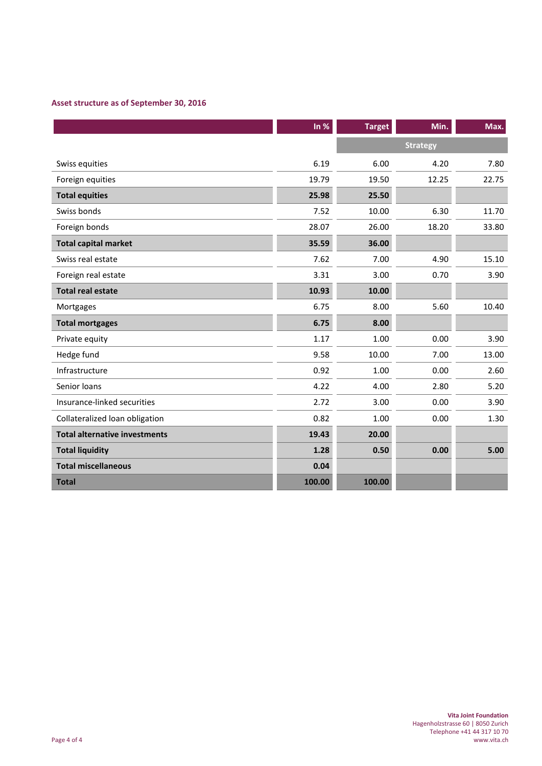### Asset structure as of September 30, 2016

| | In % | Target | Min. | Max. |
|---|---|---|---|---|
| | | Strategy | | |
| Swiss equities | 6.19 | 6.00 | 4.20 | 7.80 |
| Foreign equities | 19.79 | 19.50 | 12.25 | 22.75 |
| **Total equities** | **25.98** | **25.50** | | |
| Swiss bonds | 7.52 | 10.00 | 6.30 | 11.70 |
| Foreign bonds | 28.07 | 26.00 | 18.20 | 33.80 |
| **Total capital market** | **35.59** | **36.00** | | |
| Swiss real estate | 7.62 | 7.00 | 4.90 | 15.10 |
| Foreign real estate | 3.31 | 3.00 | 0.70 | 3.90 |
| **Total real estate** | **10.93** | **10.00** | | |
| Mortgages | 6.75 | 8.00 | 5.60 | 10.40 |
| **Total mortgages** | **6.75** | **8.00** | | |
| Private equity | 1.17 | 1.00 | 0.00 | 3.90 |
| Hedge fund | 9.58 | 10.00 | 7.00 | 13.00 |
| Infrastructure | 0.92 | 1.00 | 0.00 | 2.60 |
| Senior loans | 4.22 | 4.00 | 2.80 | 5.20 |
| Insurance-linked securities | 2.72 | 3.00 | 0.00 | 3.90 |
| Collateralized loan obligation | 0.82 | 1.00 | 0.00 | 1.30 |
| **Total alternative investments** | **19.43** | **20.00** | | |
| **Total liquidity** | **1.28** | **0.50** | **0.00** | **5.00** |
| **Total miscellaneous** | **0.04** | | | |
| **Total** | **100.00** | **100.00** | | |

**Vita Joint Foundation**
Hagenholzstrasse 60 | 8050 Zurich
Telephone +41 44 317 10 70
www.vita.ch